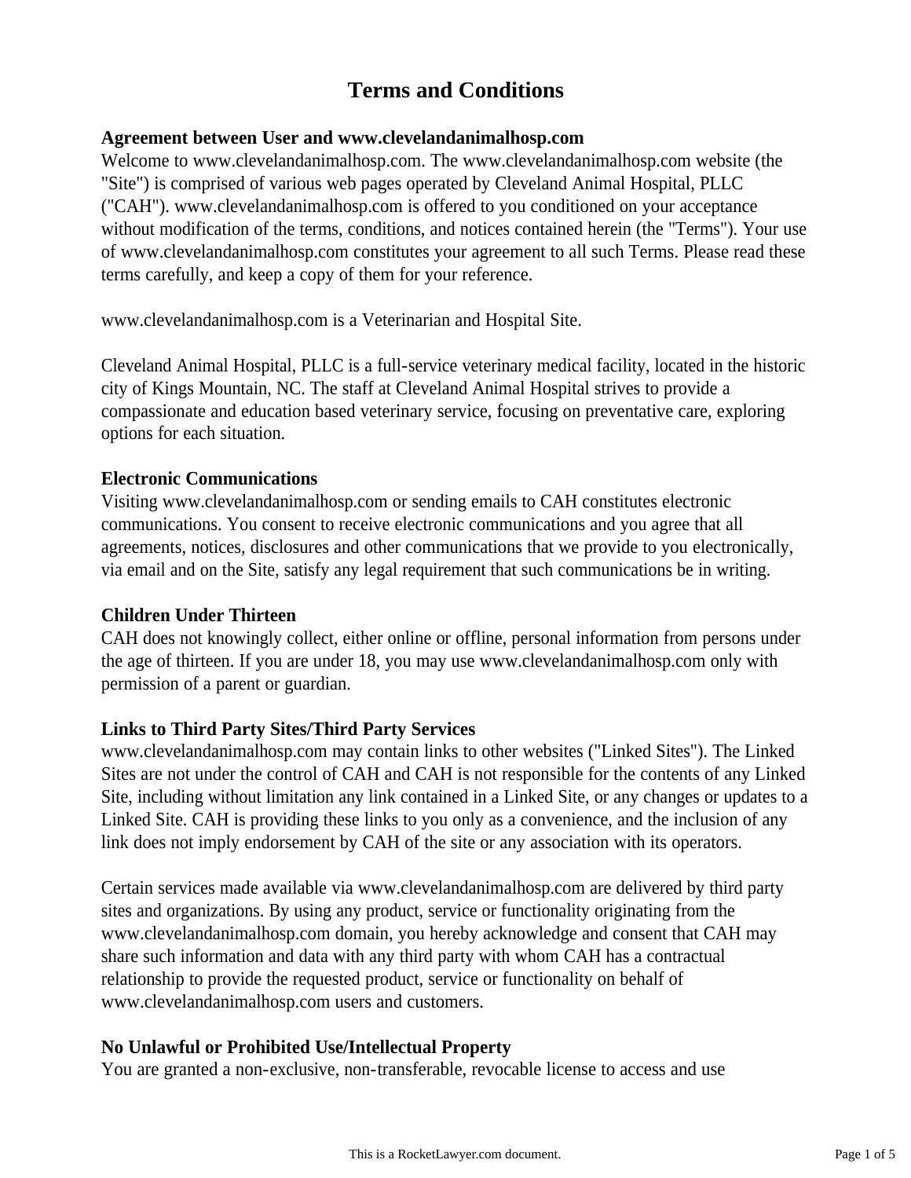# Terms and Conditions

**Agreement between User and www.clevelandanimalhosp.com**
Welcome to www.clevelandanimalhosp.com. The www.clevelandanimalhosp.com website (the "Site") is comprised of various web pages operated by Cleveland Animal Hospital, PLLC ("CAH"). www.clevelandanimalhosp.com is offered to you conditioned on your acceptance without modification of the terms, conditions, and notices contained herein (the "Terms"). Your use of www.clevelandanimalhosp.com constitutes your agreement to all such Terms. Please read these terms carefully, and keep a copy of them for your reference.

www.clevelandanimalhosp.com is a Veterinarian and Hospital Site.

Cleveland Animal Hospital, PLLC is a full-service veterinary medical facility, located in the historic city of Kings Mountain, NC. The staff at Cleveland Animal Hospital strives to provide a compassionate and education based veterinary service, focusing on preventative care, exploring options for each situation.

**Electronic Communications**
Visiting www.clevelandanimalhosp.com or sending emails to CAH constitutes electronic communications. You consent to receive electronic communications and you agree that all agreements, notices, disclosures and other communications that we provide to you electronically, via email and on the Site, satisfy any legal requirement that such communications be in writing.

**Children Under Thirteen**
CAH does not knowingly collect, either online or offline, personal information from persons under the age of thirteen. If you are under 18, you may use www.clevelandanimalhosp.com only with permission of a parent or guardian.

**Links to Third Party Sites/Third Party Services**
www.clevelandanimalhosp.com may contain links to other websites ("Linked Sites"). The Linked Sites are not under the control of CAH and CAH is not responsible for the contents of any Linked Site, including without limitation any link contained in a Linked Site, or any changes or updates to a Linked Site. CAH is providing these links to you only as a convenience, and the inclusion of any link does not imply endorsement by CAH of the site or any association with its operators.

Certain services made available via www.clevelandanimalhosp.com are delivered by third party sites and organizations. By using any product, service or functionality originating from the www.clevelandanimalhosp.com domain, you hereby acknowledge and consent that CAH may share such information and data with any third party with whom CAH has a contractual relationship to provide the requested product, service or functionality on behalf of www.clevelandanimalhosp.com users and customers.

**No Unlawful or Prohibited Use/Intellectual Property**
You are granted a non-exclusive, non-transferable, revocable license to access and use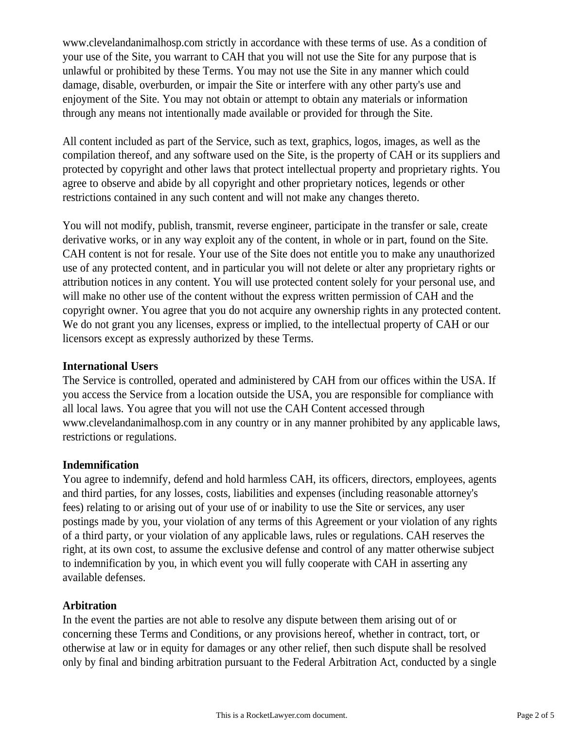www.clevelandanimalhosp.com strictly in accordance with these terms of use. As a condition of your use of the Site, you warrant to CAH that you will not use the Site for any purpose that is unlawful or prohibited by these Terms. You may not use the Site in any manner which could damage, disable, overburden, or impair the Site or interfere with any other party's use and enjoyment of the Site. You may not obtain or attempt to obtain any materials or information through any means not intentionally made available or provided for through the Site.

All content included as part of the Service, such as text, graphics, logos, images, as well as the compilation thereof, and any software used on the Site, is the property of CAH or its suppliers and protected by copyright and other laws that protect intellectual property and proprietary rights. You agree to observe and abide by all copyright and other proprietary notices, legends or other restrictions contained in any such content and will not make any changes thereto.

You will not modify, publish, transmit, reverse engineer, participate in the transfer or sale, create derivative works, or in any way exploit any of the content, in whole or in part, found on the Site. CAH content is not for resale. Your use of the Site does not entitle you to make any unauthorized use of any protected content, and in particular you will not delete or alter any proprietary rights or attribution notices in any content. You will use protected content solely for your personal use, and will make no other use of the content without the express written permission of CAH and the copyright owner. You agree that you do not acquire any ownership rights in any protected content. We do not grant you any licenses, express or implied, to the intellectual property of CAH or our licensors except as expressly authorized by these Terms.

**International Users**
The Service is controlled, operated and administered by CAH from our offices within the USA. If you access the Service from a location outside the USA, you are responsible for compliance with all local laws. You agree that you will not use the CAH Content accessed through www.clevelandanimalhosp.com in any country or in any manner prohibited by any applicable laws, restrictions or regulations.

**Indemnification**
You agree to indemnify, defend and hold harmless CAH, its officers, directors, employees, agents and third parties, for any losses, costs, liabilities and expenses (including reasonable attorney's fees) relating to or arising out of your use of or inability to use the Site or services, any user postings made by you, your violation of any terms of this Agreement or your violation of any rights of a third party, or your violation of any applicable laws, rules or regulations. CAH reserves the right, at its own cost, to assume the exclusive defense and control of any matter otherwise subject to indemnification by you, in which event you will fully cooperate with CAH in asserting any available defenses.

**Arbitration**
In the event the parties are not able to resolve any dispute between them arising out of or concerning these Terms and Conditions, or any provisions hereof, whether in contract, tort, or otherwise at law or in equity for damages or any other relief, then such dispute shall be resolved only by final and binding arbitration pursuant to the Federal Arbitration Act, conducted by a single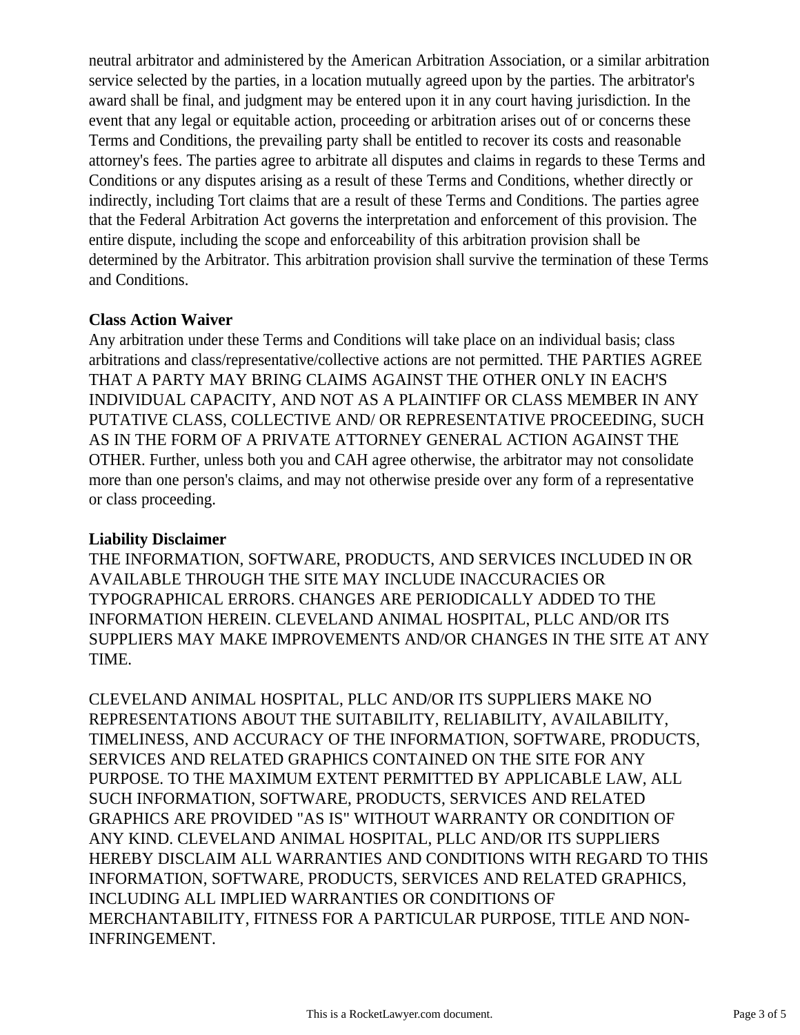neutral arbitrator and administered by the American Arbitration Association, or a similar arbitration service selected by the parties, in a location mutually agreed upon by the parties. The arbitrator's award shall be final, and judgment may be entered upon it in any court having jurisdiction. In the event that any legal or equitable action, proceeding or arbitration arises out of or concerns these Terms and Conditions, the prevailing party shall be entitled to recover its costs and reasonable attorney's fees. The parties agree to arbitrate all disputes and claims in regards to these Terms and Conditions or any disputes arising as a result of these Terms and Conditions, whether directly or indirectly, including Tort claims that are a result of these Terms and Conditions. The parties agree that the Federal Arbitration Act governs the interpretation and enforcement of this provision. The entire dispute, including the scope and enforceability of this arbitration provision shall be determined by the Arbitrator. This arbitration provision shall survive the termination of these Terms and Conditions.

**Class Action Waiver**

Any arbitration under these Terms and Conditions will take place on an individual basis; class arbitrations and class/representative/collective actions are not permitted. THE PARTIES AGREE THAT A PARTY MAY BRING CLAIMS AGAINST THE OTHER ONLY IN EACH'S INDIVIDUAL CAPACITY, AND NOT AS A PLAINTIFF OR CLASS MEMBER IN ANY PUTATIVE CLASS, COLLECTIVE AND/ OR REPRESENTATIVE PROCEEDING, SUCH AS IN THE FORM OF A PRIVATE ATTORNEY GENERAL ACTION AGAINST THE OTHER. Further, unless both you and CAH agree otherwise, the arbitrator may not consolidate more than one person's claims, and may not otherwise preside over any form of a representative or class proceeding.

**Liability Disclaimer**

THE INFORMATION, SOFTWARE, PRODUCTS, AND SERVICES INCLUDED IN OR AVAILABLE THROUGH THE SITE MAY INCLUDE INACCURACIES OR TYPOGRAPHICAL ERRORS. CHANGES ARE PERIODICALLY ADDED TO THE INFORMATION HEREIN. CLEVELAND ANIMAL HOSPITAL, PLLC AND/OR ITS SUPPLIERS MAY MAKE IMPROVEMENTS AND/OR CHANGES IN THE SITE AT ANY TIME.

CLEVELAND ANIMAL HOSPITAL, PLLC AND/OR ITS SUPPLIERS MAKE NO REPRESENTATIONS ABOUT THE SUITABILITY, RELIABILITY, AVAILABILITY, TIMELINESS, AND ACCURACY OF THE INFORMATION, SOFTWARE, PRODUCTS, SERVICES AND RELATED GRAPHICS CONTAINED ON THE SITE FOR ANY PURPOSE. TO THE MAXIMUM EXTENT PERMITTED BY APPLICABLE LAW, ALL SUCH INFORMATION, SOFTWARE, PRODUCTS, SERVICES AND RELATED GRAPHICS ARE PROVIDED "AS IS" WITHOUT WARRANTY OR CONDITION OF ANY KIND. CLEVELAND ANIMAL HOSPITAL, PLLC AND/OR ITS SUPPLIERS HEREBY DISCLAIM ALL WARRANTIES AND CONDITIONS WITH REGARD TO THIS INFORMATION, SOFTWARE, PRODUCTS, SERVICES AND RELATED GRAPHICS, INCLUDING ALL IMPLIED WARRANTIES OR CONDITIONS OF MERCHANTABILITY, FITNESS FOR A PARTICULAR PURPOSE, TITLE AND NON-INFRINGEMENT.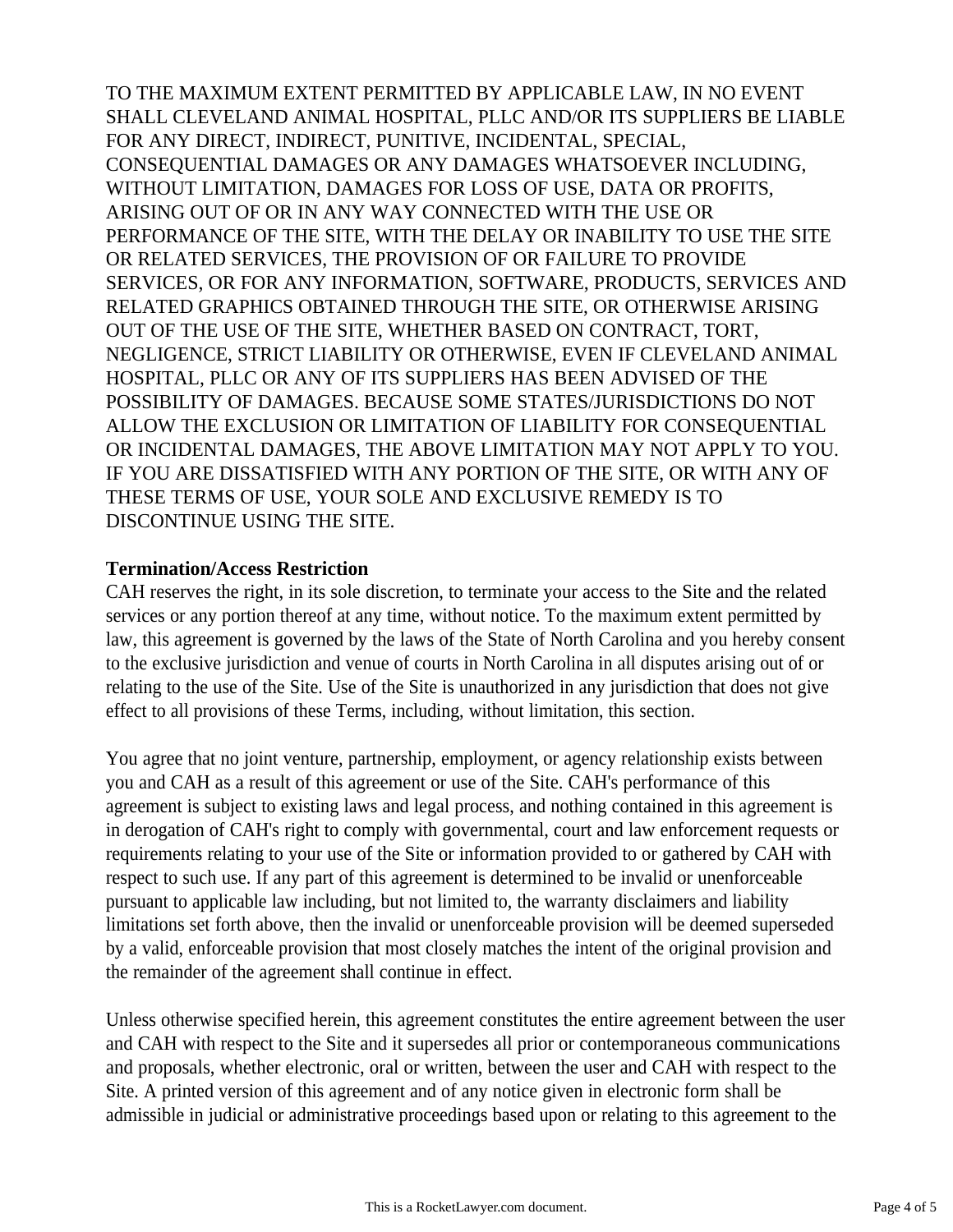TO THE MAXIMUM EXTENT PERMITTED BY APPLICABLE LAW, IN NO EVENT SHALL CLEVELAND ANIMAL HOSPITAL, PLLC AND/OR ITS SUPPLIERS BE LIABLE FOR ANY DIRECT, INDIRECT, PUNITIVE, INCIDENTAL, SPECIAL, CONSEQUENTIAL DAMAGES OR ANY DAMAGES WHATSOEVER INCLUDING, WITHOUT LIMITATION, DAMAGES FOR LOSS OF USE, DATA OR PROFITS, ARISING OUT OF OR IN ANY WAY CONNECTED WITH THE USE OR PERFORMANCE OF THE SITE, WITH THE DELAY OR INABILITY TO USE THE SITE OR RELATED SERVICES, THE PROVISION OF OR FAILURE TO PROVIDE SERVICES, OR FOR ANY INFORMATION, SOFTWARE, PRODUCTS, SERVICES AND RELATED GRAPHICS OBTAINED THROUGH THE SITE, OR OTHERWISE ARISING OUT OF THE USE OF THE SITE, WHETHER BASED ON CONTRACT, TORT, NEGLIGENCE, STRICT LIABILITY OR OTHERWISE, EVEN IF CLEVELAND ANIMAL HOSPITAL, PLLC OR ANY OF ITS SUPPLIERS HAS BEEN ADVISED OF THE POSSIBILITY OF DAMAGES. BECAUSE SOME STATES/JURISDICTIONS DO NOT ALLOW THE EXCLUSION OR LIMITATION OF LIABILITY FOR CONSEQUENTIAL OR INCIDENTAL DAMAGES, THE ABOVE LIMITATION MAY NOT APPLY TO YOU. IF YOU ARE DISSATISFIED WITH ANY PORTION OF THE SITE, OR WITH ANY OF THESE TERMS OF USE, YOUR SOLE AND EXCLUSIVE REMEDY IS TO DISCONTINUE USING THE SITE.

**Termination/Access Restriction**

CAH reserves the right, in its sole discretion, to terminate your access to the Site and the related services or any portion thereof at any time, without notice. To the maximum extent permitted by law, this agreement is governed by the laws of the State of North Carolina and you hereby consent to the exclusive jurisdiction and venue of courts in North Carolina in all disputes arising out of or relating to the use of the Site. Use of the Site is unauthorized in any jurisdiction that does not give effect to all provisions of these Terms, including, without limitation, this section.

You agree that no joint venture, partnership, employment, or agency relationship exists between you and CAH as a result of this agreement or use of the Site. CAH's performance of this agreement is subject to existing laws and legal process, and nothing contained in this agreement is in derogation of CAH's right to comply with governmental, court and law enforcement requests or requirements relating to your use of the Site or information provided to or gathered by CAH with respect to such use. If any part of this agreement is determined to be invalid or unenforceable pursuant to applicable law including, but not limited to, the warranty disclaimers and liability limitations set forth above, then the invalid or unenforceable provision will be deemed superseded by a valid, enforceable provision that most closely matches the intent of the original provision and the remainder of the agreement shall continue in effect.

Unless otherwise specified herein, this agreement constitutes the entire agreement between the user and CAH with respect to the Site and it supersedes all prior or contemporaneous communications and proposals, whether electronic, oral or written, between the user and CAH with respect to the Site. A printed version of this agreement and of any notice given in electronic form shall be admissible in judicial or administrative proceedings based upon or relating to this agreement to the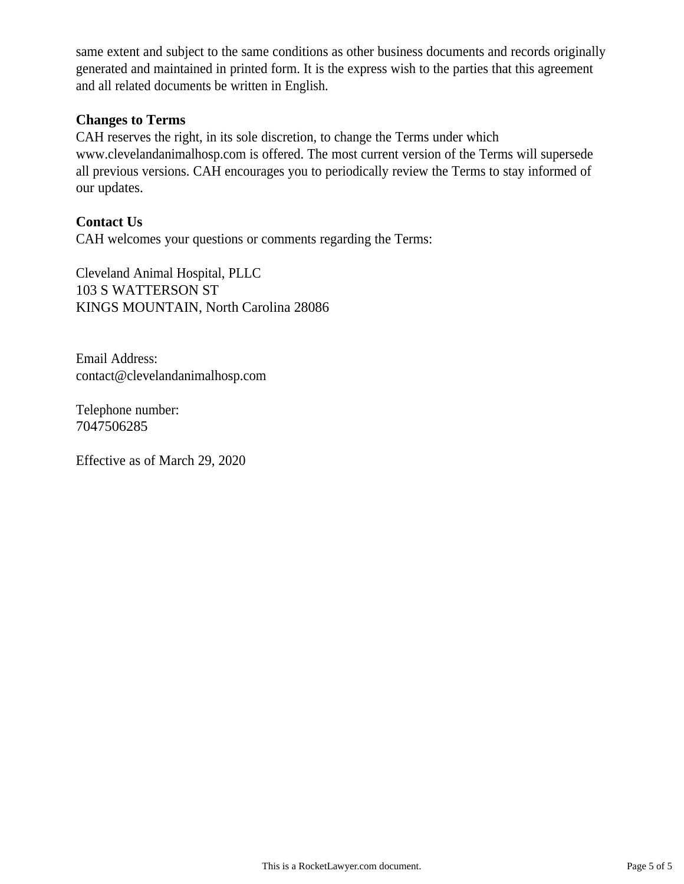same extent and subject to the same conditions as other business documents and records originally generated and maintained in printed form. It is the express wish to the parties that this agreement and all related documents be written in English.

**Changes to Terms**

CAH reserves the right, in its sole discretion, to change the Terms under which www.clevelandanimalhosp.com is offered. The most current version of the Terms will supersede all previous versions. CAH encourages you to periodically review the Terms to stay informed of our updates.

**Contact Us**

CAH welcomes your questions or comments regarding the Terms:

Cleveland Animal Hospital, PLLC
103 S WATTERSON ST
KINGS MOUNTAIN, North Carolina 28086

Email Address:
contact@clevelandanimalhosp.com

Telephone number:
7047506285

Effective as of March 29, 2020